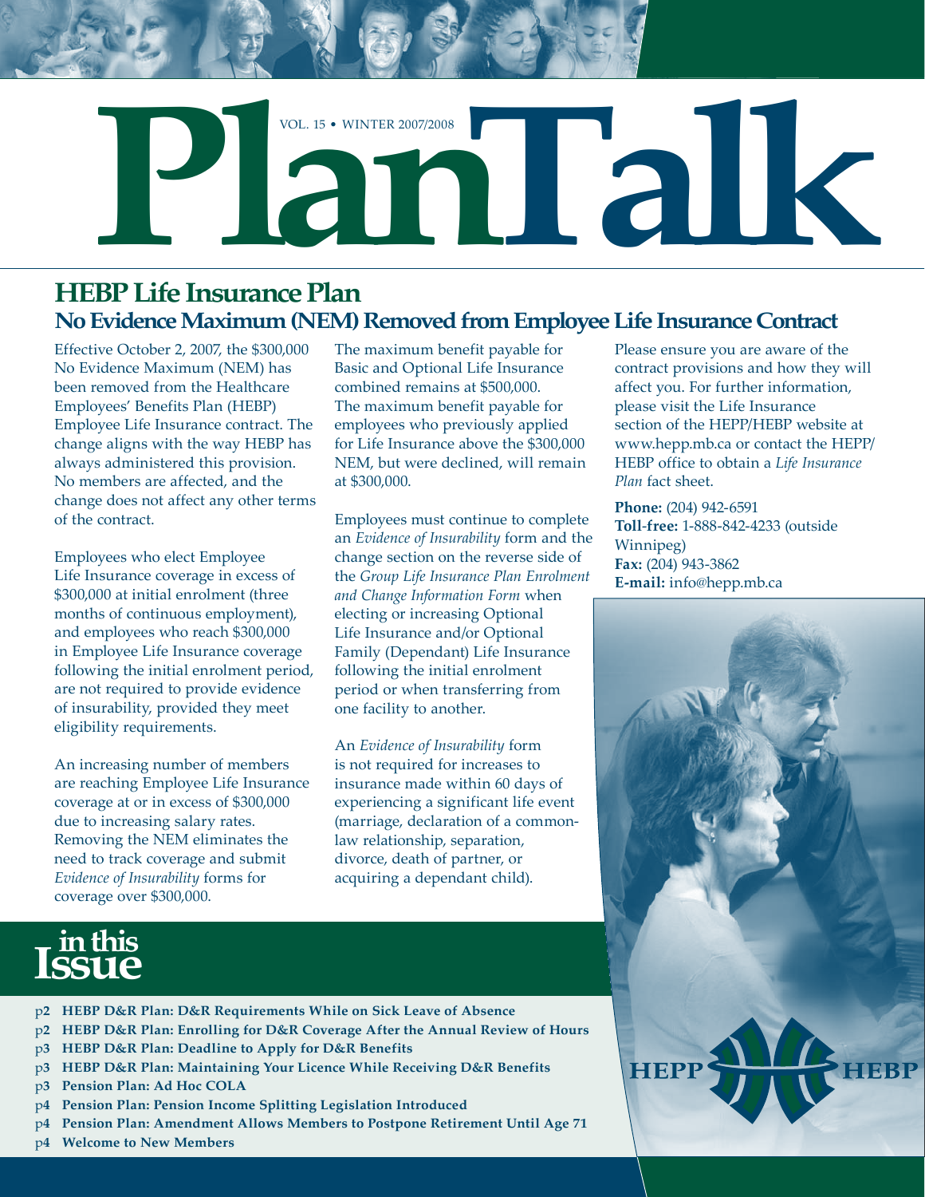# PlanTalk

VOL. 15 • WINTER 2007/2008

## HEBP Life Insurance Plan

### No Evidence Maximum (NEM) Removed from Employee Life Insurance Contract

Effective October 2, 2007, the $300,000 No Evidence Maximum (NEM) has been removed from the Healthcare Employees' Benefits Plan (HEBP) Employee Life Insurance contract. The change aligns with the way HEBP has always administered this provision. No members are affected, and the change does not affect any other terms of the contract.

Employees who elect Employee Life Insurance coverage in excess of $300,000 at initial enrolment (three months of continuous employment), and employees who reach $300,000 in Employee Life Insurance coverage following the initial enrolment period, are not required to provide evidence of insurability, provided they meet eligibility requirements.

An increasing number of members are reaching Employee Life Insurance coverage at or in excess of $300,000 due to increasing salary rates. Removing the NEM eliminates the need to track coverage and submit *Evidence of Insurability* forms for coverage over $300,000.

The maximum benefit payable for Basic and Optional Life Insurance combined remains at $500,000. The maximum benefit payable for employees who previously applied for Life Insurance above the $300,000 NEM, but were declined, will remain at $300,000.

Employees must continue to complete an *Evidence of Insurability* form and the change section on the reverse side of the *Group Life Insurance Plan Enrolment and Change Information Form* when electing or increasing Optional Life Insurance and/or Optional Family (Dependant) Life Insurance following the initial enrolment period or when transferring from one facility to another.

An *Evidence of Insurability* form is not required for increases to insurance made within 60 days of experiencing a significant life event (marriage, declaration of a common-law relationship, separation, divorce, death of partner, or acquiring a dependant child).

Please ensure you are aware of the contract provisions and how they will affect you. For further information, please visit the Life Insurance section of the HEPP/HEBP website at www.hepp.mb.ca or contact the HEPP/HEBP office to obtain a *Life Insurance Plan* fact sheet.

**Phone:** (204) 942-6591
**Toll-free:** 1-888-842-4233 (outside Winnipeg)
**Fax:** (204) 943-3862
**E-mail:** info@hepp.mb.ca

## in this Issue

- **p2 HEBP D&R Plan: D&R Requirements While on Sick Leave of Absence**
- **p2 HEBP D&R Plan: Enrolling for D&R Coverage After the Annual Review of Hours**
- **p3 HEBP D&R Plan: Deadline to Apply for D&R Benefits**
- **p3 HEBP D&R Plan: Maintaining Your Licence While Receiving D&R Benefits**
- **p3 Pension Plan: Ad Hoc COLA**
- **p4 Pension Plan: Pension Income Splitting Legislation Introduced**
- **p4 Pension Plan: Amendment Allows Members to Postpone Retirement Until Age 71**
- **p4 Welcome to New Members**

HEPP HEBP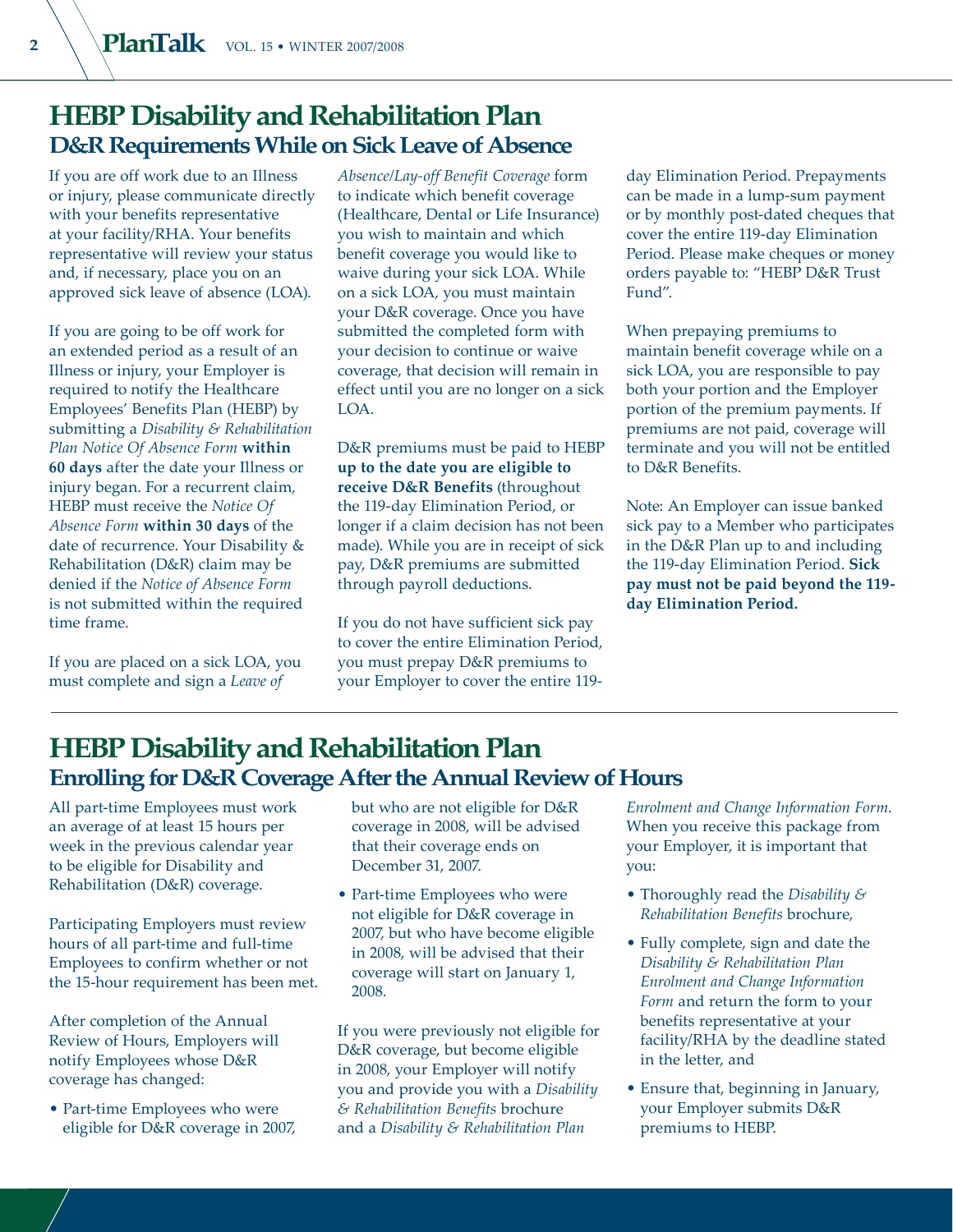# HEBP Disability and Rehabilitation Plan

## D&R Requirements While on Sick Leave of Absence

If you are off work due to an Illness or injury, please communicate directly with your benefits representative at your facility/RHA. Your benefits representative will review your status and, if necessary, place you on an approved sick leave of absence (LOA).

If you are going to be off work for an extended period as a result of an Illness or injury, your Employer is required to notify the Healthcare Employees' Benefits Plan (HEBP) by submitting a *Disability & Rehabilitation Plan Notice Of Absence Form* **within 60 days** after the date your Illness or injury began. For a recurrent claim, HEBP must receive the *Notice Of Absence Form* **within 30 days** of the date of recurrence. Your Disability & Rehabilitation (D&R) claim may be denied if the *Notice of Absence Form* is not submitted within the required time frame.

If you are placed on a sick LOA, you must complete and sign a *Leave of Absence/Lay-off Benefit Coverage* form to indicate which benefit coverage (Healthcare, Dental or Life Insurance) you wish to maintain and which benefit coverage you would like to waive during your sick LOA. While on a sick LOA, you must maintain your D&R coverage. Once you have submitted the completed form with your decision to continue or waive coverage, that decision will remain in effect until you are no longer on a sick LOA.

D&R premiums must be paid to HEBP **up to the date you are eligible to receive D&R Benefits** (throughout the 119-day Elimination Period, or longer if a claim decision has not been made). While you are in receipt of sick pay, D&R premiums are submitted through payroll deductions.

If you do not have sufficient sick pay to cover the entire Elimination Period, you must prepay D&R premiums to your Employer to cover the entire 119-day Elimination Period. Prepayments can be made in a lump-sum payment or by monthly post-dated cheques that cover the entire 119-day Elimination Period. Please make cheques or money orders payable to: "HEBP D&R Trust Fund".

When prepaying premiums to maintain benefit coverage while on a sick LOA, you are responsible to pay both your portion and the Employer portion of the premium payments. If premiums are not paid, coverage will terminate and you will not be entitled to D&R Benefits.

Note: An Employer can issue banked sick pay to a Member who participates in the D&R Plan up to and including the 119-day Elimination Period. **Sick pay must not be paid beyond the 119-day Elimination Period.**

# HEBP Disability and Rehabilitation Plan

## Enrolling for D&R Coverage After the Annual Review of Hours

All part-time Employees must work an average of at least 15 hours per week in the previous calendar year to be eligible for Disability and Rehabilitation (D&R) coverage.

Participating Employers must review hours of all part-time and full-time Employees to confirm whether or not the 15-hour requirement has been met.

After completion of the Annual Review of Hours, Employers will notify Employees whose D&R coverage has changed:

- Part-time Employees who were eligible for D&R coverage in 2007, but who are not eligible for D&R coverage in 2008, will be advised that their coverage ends on December 31, 2007.
- Part-time Employees who were not eligible for D&R coverage in 2007, but who have become eligible in 2008, will be advised that their coverage will start on January 1, 2008.

If you were previously not eligible for D&R coverage, but become eligible in 2008, your Employer will notify you and provide you with a *Disability & Rehabilitation Benefits* brochure and a *Disability & Rehabilitation Plan Enrolment and Change Information Form*. When you receive this package from your Employer, it is important that you:

- Thoroughly read the *Disability & Rehabilitation Benefits* brochure,
- Fully complete, sign and date the *Disability & Rehabilitation Plan Enrolment and Change Information Form* and return the form to your benefits representative at your facility/RHA by the deadline stated in the letter, and
- Ensure that, beginning in January, your Employer submits D&R premiums to HEBP.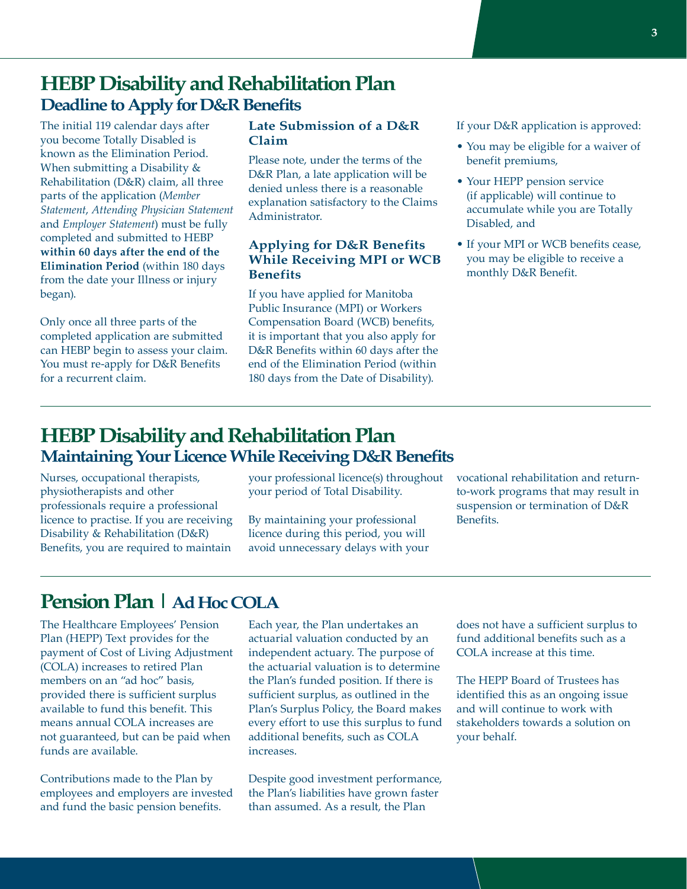# HEBP Disability and Rehabilitation Plan

## Deadline to Apply for D&R Benefits

The initial 119 calendar days after you become Totally Disabled is known as the Elimination Period. When submitting a Disability & Rehabilitation (D&R) claim, all three parts of the application (*Member Statement*, *Attending Physician Statement* and *Employer Statement*) must be fully completed and submitted to HEBP **within 60 days after the end of the Elimination Period** (within 180 days from the date your Illness or injury began).

Only once all three parts of the completed application are submitted can HEBP begin to assess your claim. You must re-apply for D&R Benefits for a recurrent claim.

### Late Submission of a D&R Claim

Please note, under the terms of the D&R Plan, a late application will be denied unless there is a reasonable explanation satisfactory to the Claims Administrator.

### Applying for D&R Benefits While Receiving MPI or WCB Benefits

If you have applied for Manitoba Public Insurance (MPI) or Workers Compensation Board (WCB) benefits, it is important that you also apply for D&R Benefits within 60 days after the end of the Elimination Period (within 180 days from the Date of Disability).

If your D&R application is approved:

- You may be eligible for a waiver of benefit premiums,
- Your HEPP pension service (if applicable) will continue to accumulate while you are Totally Disabled, and
- If your MPI or WCB benefits cease, you may be eligible to receive a monthly D&R Benefit.

# HEBP Disability and Rehabilitation Plan

## Maintaining Your Licence While Receiving D&R Benefits

Nurses, occupational therapists, physiotherapists and other professionals require a professional licence to practise. If you are receiving Disability & Rehabilitation (D&R) Benefits, you are required to maintain your professional licence(s) throughout your period of Total Disability.

By maintaining your professional licence during this period, you will avoid unnecessary delays with your vocational rehabilitation and return-to-work programs that may result in suspension or termination of D&R Benefits.

# Pension Plan | Ad Hoc COLA

The Healthcare Employees' Pension Plan (HEPP) Text provides for the payment of Cost of Living Adjustment (COLA) increases to retired Plan members on an "ad hoc" basis, provided there is sufficient surplus available to fund this benefit. This means annual COLA increases are not guaranteed, but can be paid when funds are available.

Contributions made to the Plan by employees and employers are invested and fund the basic pension benefits.

Each year, the Plan undertakes an actuarial valuation conducted by an independent actuary. The purpose of the actuarial valuation is to determine the Plan's funded position. If there is sufficient surplus, as outlined in the Plan's Surplus Policy, the Board makes every effort to use this surplus to fund additional benefits, such as COLA increases.

Despite good investment performance, the Plan's liabilities have grown faster than assumed. As a result, the Plan does not have a sufficient surplus to fund additional benefits such as a COLA increase at this time.

The HEPP Board of Trustees has identified this as an ongoing issue and will continue to work with stakeholders towards a solution on your behalf.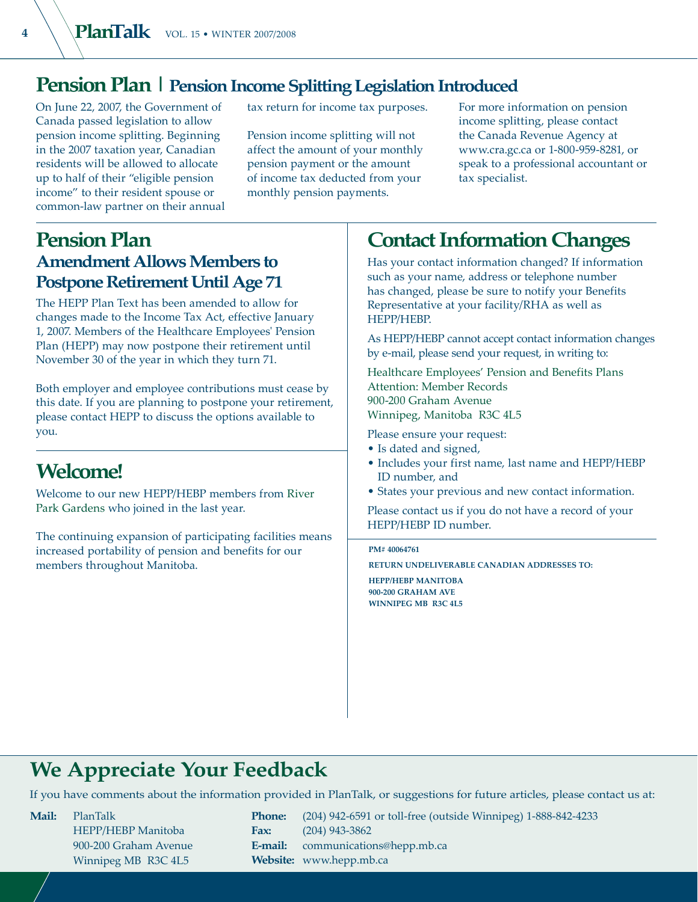## Pension Plan | Pension Income Splitting Legislation Introduced

On June 22, 2007, the Government of Canada passed legislation to allow pension income splitting. Beginning in the 2007 taxation year, Canadian residents will be allowed to allocate up to half of their "eligible pension income" to their resident spouse or common-law partner on their annual tax return for income tax purposes.

Pension income splitting will not affect the amount of your monthly pension payment or the amount of income tax deducted from your monthly pension payments.

For more information on pension income splitting, please contact the Canada Revenue Agency at www.cra.gc.ca or 1-800-959-8281, or speak to a professional accountant or tax specialist.

## Pension Plan

### Amendment Allows Members to Postpone Retirement Until Age 71

The HEPP Plan Text has been amended to allow for changes made to the Income Tax Act, effective January 1, 2007. Members of the Healthcare Employees' Pension Plan (HEPP) may now postpone their retirement until November 30 of the year in which they turn 71.

Both employer and employee contributions must cease by this date. If you are planning to postpone your retirement, please contact HEPP to discuss the options available to you.

## Welcome!

Welcome to our new HEPP/HEBP members from River Park Gardens who joined in the last year.

The continuing expansion of participating facilities means increased portability of pension and benefits for our members throughout Manitoba.

## Contact Information Changes

Has your contact information changed? If information such as your name, address or telephone number has changed, please be sure to notify your Benefits Representative at your facility/RHA as well as HEPP/HEBP.

As HEPP/HEBP cannot accept contact information changes by e-mail, please send your request, in writing to:

Healthcare Employees' Pension and Benefits Plans
Attention: Member Records
900-200 Graham Avenue
Winnipeg, Manitoba R3C 4L5

Please ensure your request:

- Is dated and signed,
- Includes your first name, last name and HEPP/HEBP ID number, and
- States your previous and new contact information.

Please contact us if you do not have a record of your HEPP/HEBP ID number.

**PM# 40064761**

**RETURN UNDELIVERABLE CANADIAN ADDRESSES TO:**

**HEPP/HEBP MANITOBA**
**900-200 GRAHAM AVE**
**WINNIPEG MB R3C 4L5**

## We Appreciate Your Feedback

If you have comments about the information provided in PlanTalk, or suggestions for future articles, please contact us at:

**Mail:** PlanTalk
HEPP/HEBP Manitoba
900-200 Graham Avenue
Winnipeg MB R3C 4L5

**Phone:** (204) 942-6591 or toll-free (outside Winnipeg) 1-888-842-4233
**Fax:** (204) 943-3862
**E-mail:** communications@hepp.mb.ca
**Website:** www.hepp.mb.ca